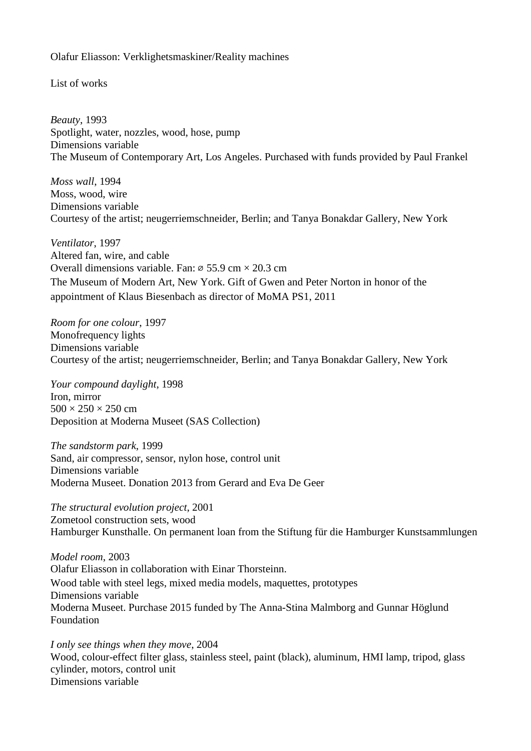Olafur Eliasson: Verklighetsmaskiner/Reality machines

List of works

*Beauty*, 1993
Spotlight, water, nozzles, wood, hose, pump
Dimensions variable
The Museum of Contemporary Art, Los Angeles. Purchased with funds provided by Paul Frankel

*Moss wall*, 1994
Moss, wood, wire
Dimensions variable
Courtesy of the artist; neugerriemschneider, Berlin; and Tanya Bonakdar Gallery, New York

*Ventilator*, 1997
Altered fan, wire, and cable
Overall dimensions variable. Fan: ⌀ 55.9 cm × 20.3 cm
The Museum of Modern Art, New York. Gift of Gwen and Peter Norton in honor of the appointment of Klaus Biesenbach as director of MoMA PS1, 2011

*Room for one colour*, 1997
Monofrequency lights
Dimensions variable
Courtesy of the artist; neugerriemschneider, Berlin; and Tanya Bonakdar Gallery, New York

*Your compound daylight*, 1998
Iron, mirror
500 × 250 × 250 cm
Deposition at Moderna Museet (SAS Collection)

*The sandstorm park*, 1999
Sand, air compressor, sensor, nylon hose, control unit
Dimensions variable
Moderna Museet. Donation 2013 from Gerard and Eva De Geer

*The structural evolution project*, 2001
Zometool construction sets, wood
Hamburger Kunsthalle. On permanent loan from the Stiftung für die Hamburger Kunstsammlungen

*Model room*, 2003
Olafur Eliasson in collaboration with Einar Thorsteinn.
Wood table with steel legs, mixed media models, maquettes, prototypes
Dimensions variable
Moderna Museet. Purchase 2015 funded by The Anna-Stina Malmborg and Gunnar Höglund Foundation

*I only see things when they move*, 2004
Wood, colour-effect filter glass, stainless steel, paint (black), aluminum, HMI lamp, tripod, glass cylinder, motors, control unit
Dimensions variable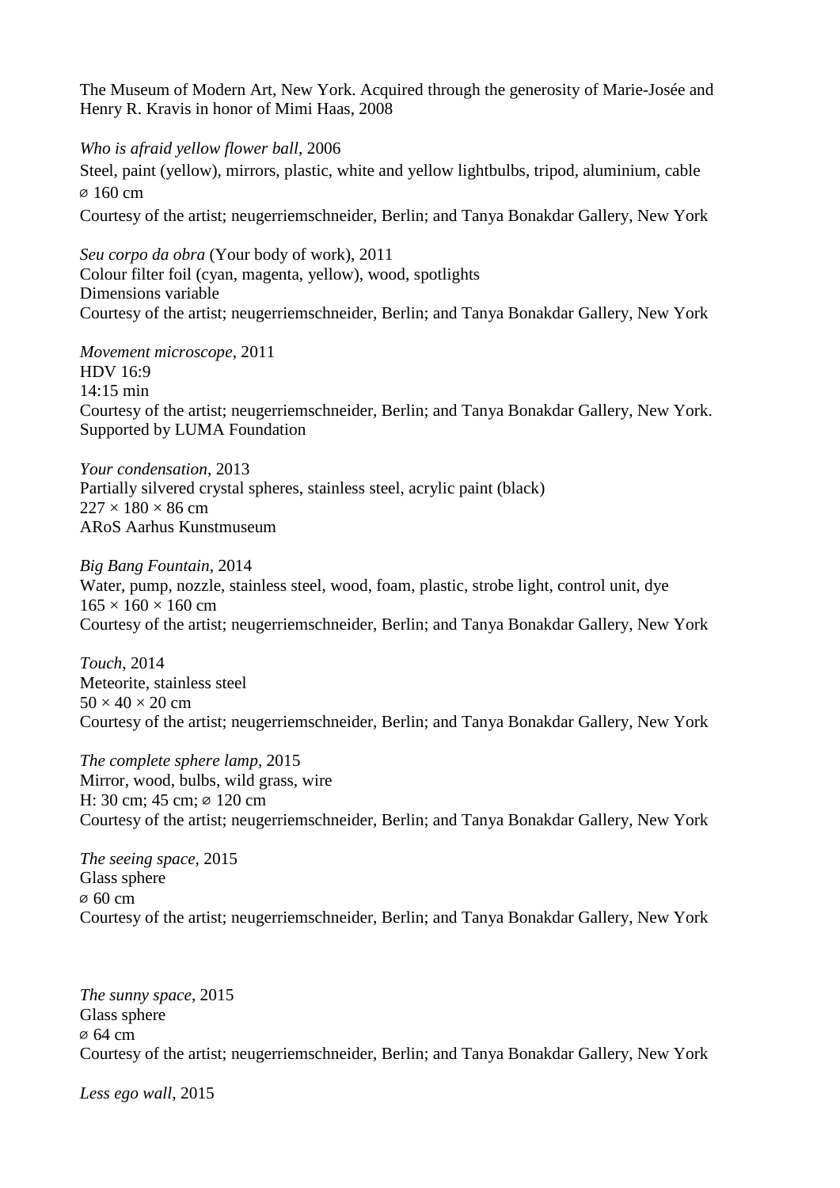The Museum of Modern Art, New York. Acquired through the generosity of Marie-Josée and Henry R. Kravis in honor of Mimi Haas, 2008

*Who is afraid yellow flower ball*, 2006
Steel, paint (yellow), mirrors, plastic, white and yellow lightbulbs, tripod, aluminium, cable
⌀ 160 cm
Courtesy of the artist; neugerriemschneider, Berlin; and Tanya Bonakdar Gallery, New York

*Seu corpo da obra* (Your body of work), 2011
Colour filter foil (cyan, magenta, yellow), wood, spotlights
Dimensions variable
Courtesy of the artist; neugerriemschneider, Berlin; and Tanya Bonakdar Gallery, New York

*Movement microscope*, 2011
HDV 16:9
14:15 min
Courtesy of the artist; neugerriemschneider, Berlin; and Tanya Bonakdar Gallery, New York. Supported by LUMA Foundation

*Your condensation*, 2013
Partially silvered crystal spheres, stainless steel, acrylic paint (black)
227 × 180 × 86 cm
ARoS Aarhus Kunstmuseum

*Big Bang Fountain*, 2014
Water, pump, nozzle, stainless steel, wood, foam, plastic, strobe light, control unit, dye
165 × 160 × 160 cm
Courtesy of the artist; neugerriemschneider, Berlin; and Tanya Bonakdar Gallery, New York

*Touch*, 2014
Meteorite, stainless steel
50 × 40 × 20 cm
Courtesy of the artist; neugerriemschneider, Berlin; and Tanya Bonakdar Gallery, New York

*The complete sphere lamp*, 2015
Mirror, wood, bulbs, wild grass, wire
H: 30 cm; 45 cm; ⌀ 120 cm
Courtesy of the artist; neugerriemschneider, Berlin; and Tanya Bonakdar Gallery, New York

*The seeing space*, 2015
Glass sphere
⌀ 60 cm
Courtesy of the artist; neugerriemschneider, Berlin; and Tanya Bonakdar Gallery, New York

*The sunny space*, 2015
Glass sphere
⌀ 64 cm
Courtesy of the artist; neugerriemschneider, Berlin; and Tanya Bonakdar Gallery, New York

*Less ego wall*, 2015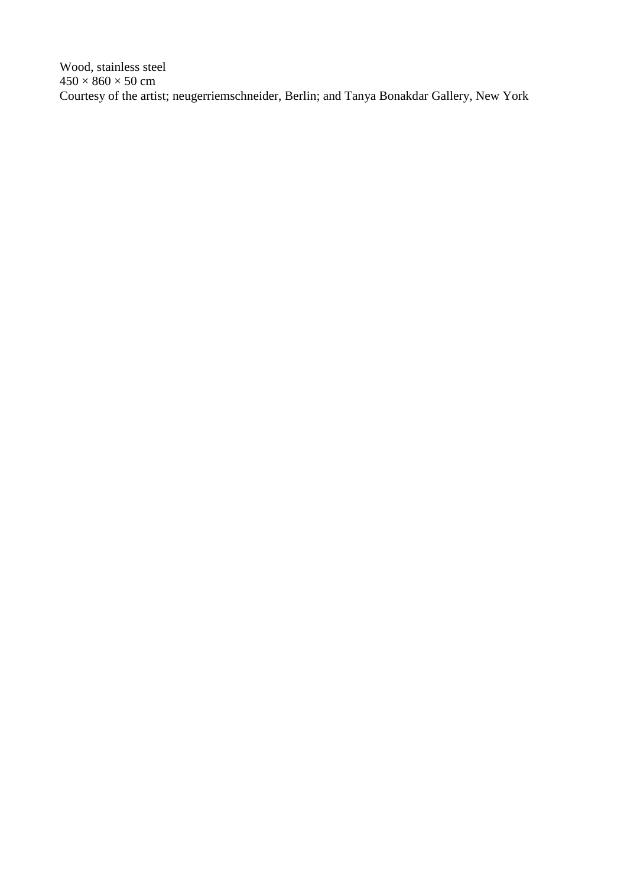Wood, stainless steel
450 × 860 × 50 cm
Courtesy of the artist; neugerriemschneider, Berlin; and Tanya Bonakdar Gallery, New York